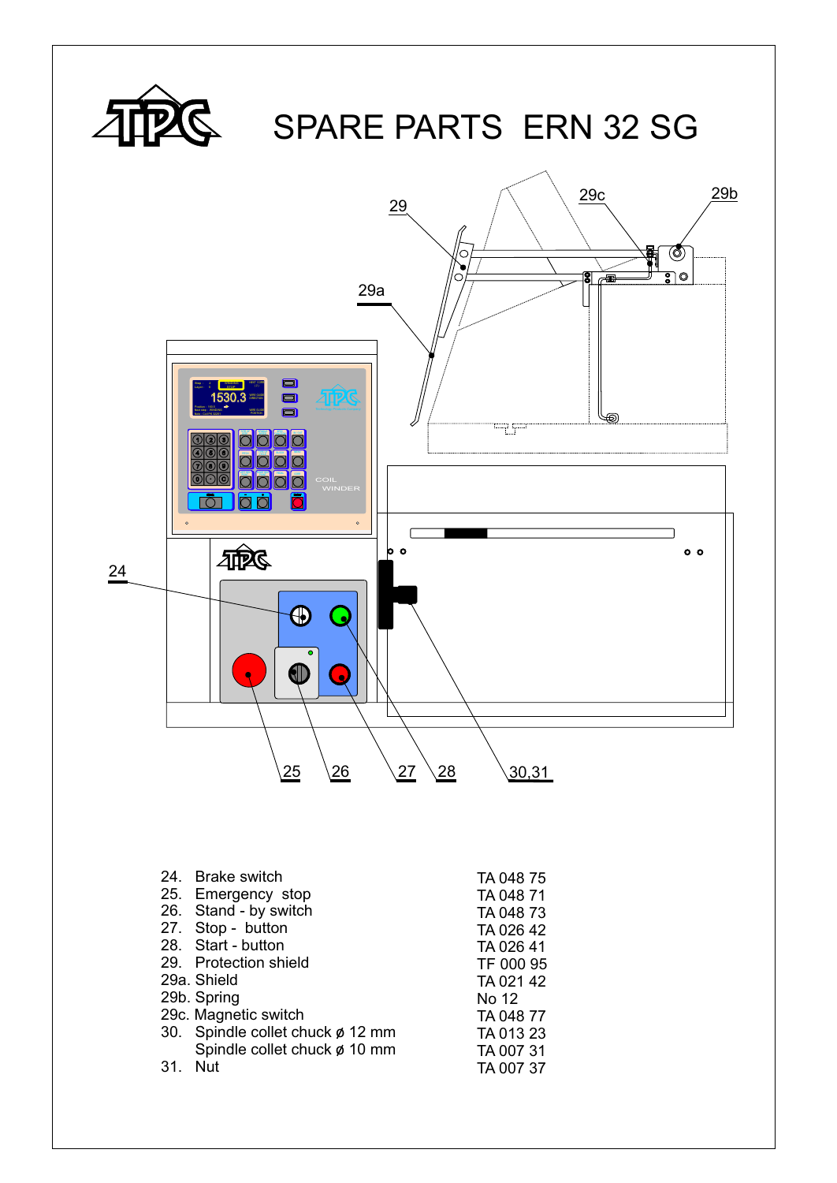# SPARE PARTS ERN 32 SG

| No. | Description | Part No. |
|---|---|---|
| 24. | Brake switch | TA 048 75 |
| 25. | Emergency stop | TA 048 71 |
| 26. | Stand - by switch | TA 048 73 |
| 27. | Stop - button | TA 026 42 |
| 28. | Start - button | TA 026 41 |
| 29. | Protection shield | TF 000 95 |
| 29a. | Shield | TA 021 42 |
| 29b. | Spring | No 12 |
| 29c. | Magnetic switch | TA 048 77 |
| 30. | Spindle collet chuck ø 12 mm | TA 013 23 |
| | Spindle collet chuck ø 10 mm | TA 007 31 |
| 31. | Nut | TA 007 37 |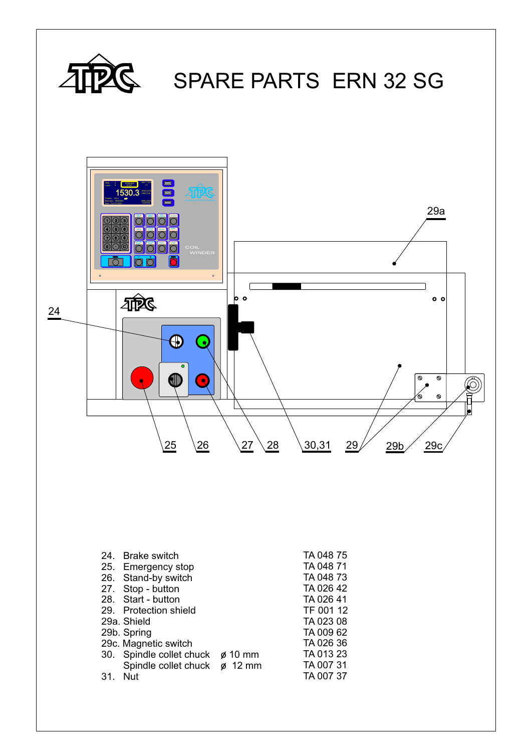# SPARE PARTS ERN 32 SG

| No. | Description | | Part number |
|---|---|---|---|
| 24. | Brake switch | | TA 048 75 |
| 25. | Emergency stop | | TA 048 71 |
| 26. | Stand-by switch | | TA 048 73 |
| 27. | Stop - button | | TA 026 42 |
| 28. | Start - button | | TA 026 41 |
| 29. | Protection shield | | TF 001 12 |
| 29a. | Shield | | TA 023 08 |
| 29b. | Spring | | TA 009 62 |
| 29c. | Magnetic switch | | TA 026 36 |
| 30. | Spindle collet chuck | ø 10 mm | TA 013 23 |
| | Spindle collet chuck | ø 12 mm | TA 007 31 |
| 31. | Nut | | TA 007 37 |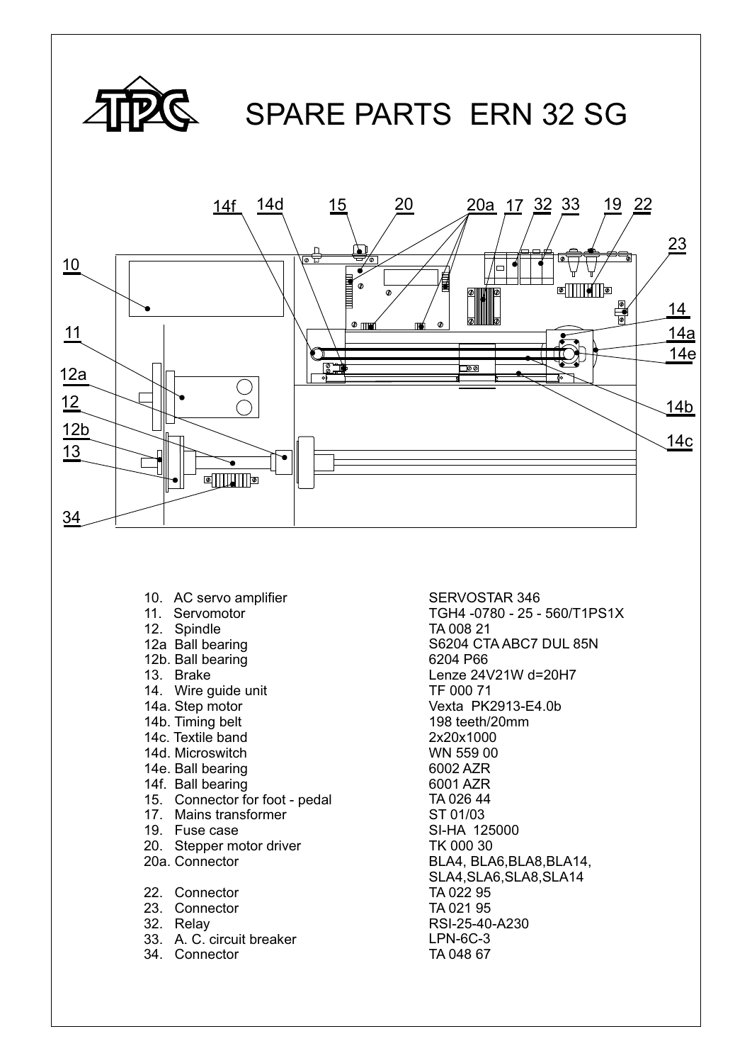# SPARE PARTS ERN 32 SG

| | | |
|---|---|---|
| 10. | AC servo amplifier | SERVOSTAR 346 |
| 11. | Servomotor | TGH4 -0780 - 25 - 560/T1PS1X |
| 12. | Spindle | TA 008 21 |
| 12a | Ball bearing | S6204 CTA ABC7 DUL 85N |
| 12b. | Ball bearing | 6204 P66 |
| 13. | Brake | Lenze 24V21W d=20H7 |
| 14. | Wire guide unit | TF 000 71 |
| 14a. | Step motor | Vexta PK2913-E4.0b |
| 14b. | Timing belt | 198 teeth/20mm |
| 14c. | Textile band | 2x20x1000 |
| 14d. | Microswitch | WN 559 00 |
| 14e. | Ball bearing | 6002 AZR |
| 14f. | Ball bearing | 6001 AZR |
| 15. | Connector for foot - pedal | TA 026 44 |
| 17. | Mains transformer | ST 01/03 |
| 19. | Fuse case | SI-HA 125000 |
| 20. | Stepper motor driver | TK 000 30 |
| 20a. | Connector | BLA4, BLA6,BLA8,BLA14, SLA4,SLA6,SLA8,SLA14 |
| 22. | Connector | TA 022 95 |
| 23. | Connector | TA 021 95 |
| 32. | Relay | RSI-25-40-A230 |
| 33. | A. C. circuit breaker | LPN-6C-3 |
| 34. | Connector | TA 048 67 |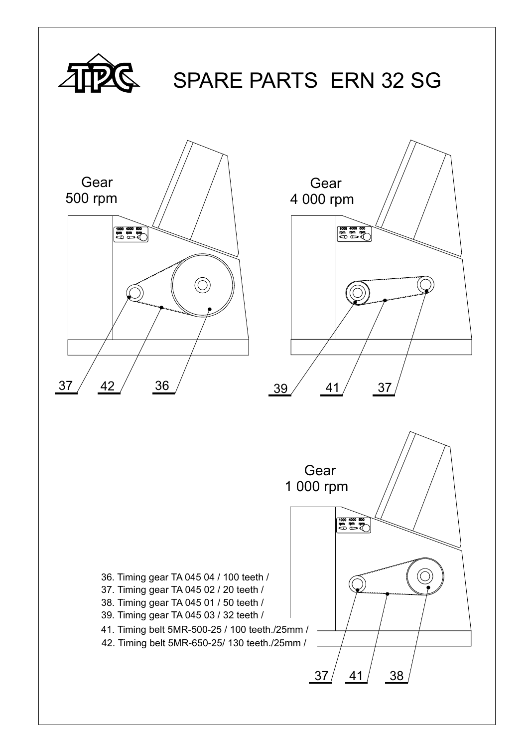# SPARE PARTS ERN 32 SG

Gear
500 rpm

37 42 36

Gear
4 000 rpm

39 41 37

Gear
1 000 rpm

36. Timing gear TA 045 04 / 100 teeth /
37. Timing gear TA 045 02 / 20 teeth /
38. Timing gear TA 045 01 / 50 teeth /
39. Timing gear TA 045 03 / 32 teeth /
41. Timing belt 5MR-500-25 / 100 teeth./25mm /
42. Timing belt 5MR-650-25/ 130 teeth./25mm /

37 41 38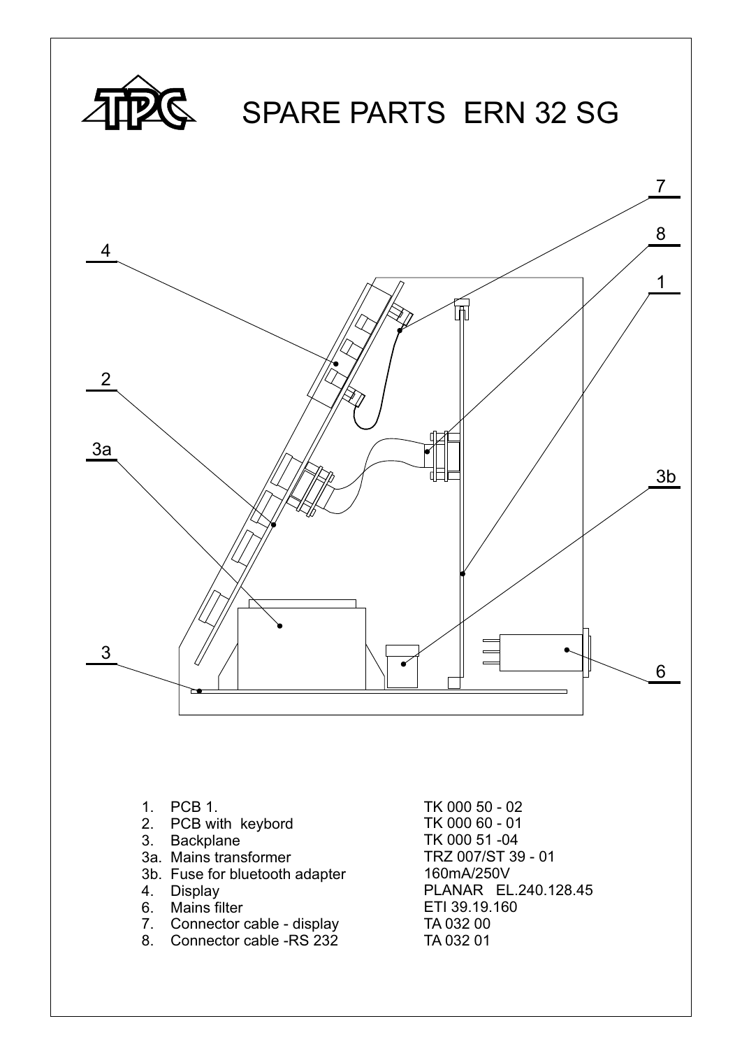# SPARE PARTS ERN 32 SG

7

8

4

1

2

3a

3b

3

6

| | | |
|---|---|---|
| 1. | PCB 1. | TK 000 50 - 02 |
| 2. | PCB with keybord | TK 000 60 - 01 |
| 3. | Backplane | TK 000 51 -04 |
| 3a. | Mains transformer | TRZ 007/ST 39 - 01 |
| 3b. | Fuse for bluetooth adapter | 160mA/250V |
| 4. | Display | PLANAR EL.240.128.45 |
| 6. | Mains filter | ETI 39.19.160 |
| 7. | Connector cable - display | TA 032 00 |
| 8. | Connector cable -RS 232 | TA 032 01 |